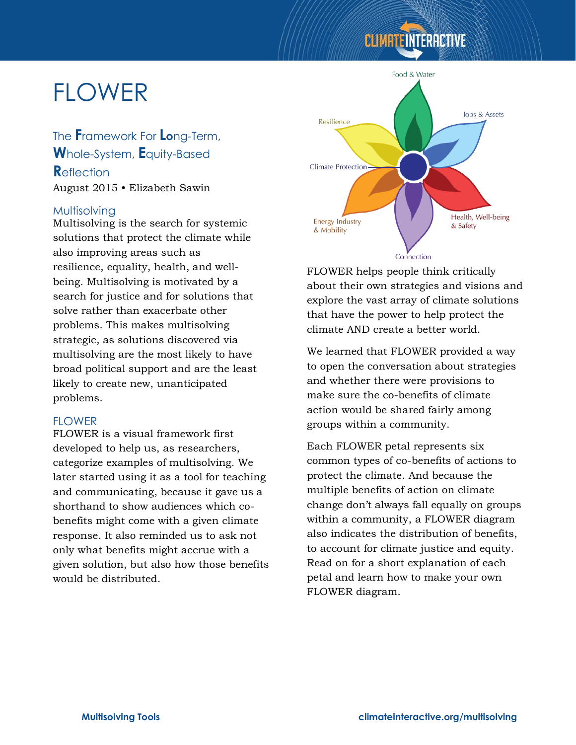# FLOWER

## The **F**ramework For **Lo**ng-Term, **W**hole-System, **E**quity-Based **R**eflection

August 2015 • Elizabeth Sawin

### Multisolving

Multisolving is the search for systemic solutions that protect the climate while also improving areas such as resilience, equality, health, and well-being. Multisolving is motivated by a search for justice and for solutions that solve rather than exacerbate other problems. This makes multisolving strategic, as solutions discovered via multisolving are the most likely to have broad political support and are the least likely to create new, unanticipated problems.

### FLOWER

FLOWER is a visual framework first developed to help us, as researchers, categorize examples of multisolving. We later started using it as a tool for teaching and communicating, because it gave us a shorthand to show audiences which co-benefits might come with a given climate response. It also reminded us to ask not only what benefits might accrue with a given solution, but also how those benefits would be distributed.

Food & Water · Jobs & Assets · Health, Well-being & Safety · Connection · Energy Industry & Mobility · Climate Protection · Resilience

FLOWER helps people think critically about their own strategies and visions and explore the vast array of climate solutions that have the power to help protect the climate AND create a better world.

We learned that FLOWER provided a way to open the conversation about strategies and whether there were provisions to make sure the co-benefits of climate action would be shared fairly among groups within a community.

Each FLOWER petal represents six common types of co-benefits of actions to protect the climate. And because the multiple benefits of action on climate change don't always fall equally on groups within a community, a FLOWER diagram also indicates the distribution of benefits, to account for climate justice and equity. Read on for a short explanation of each petal and learn how to make your own FLOWER diagram.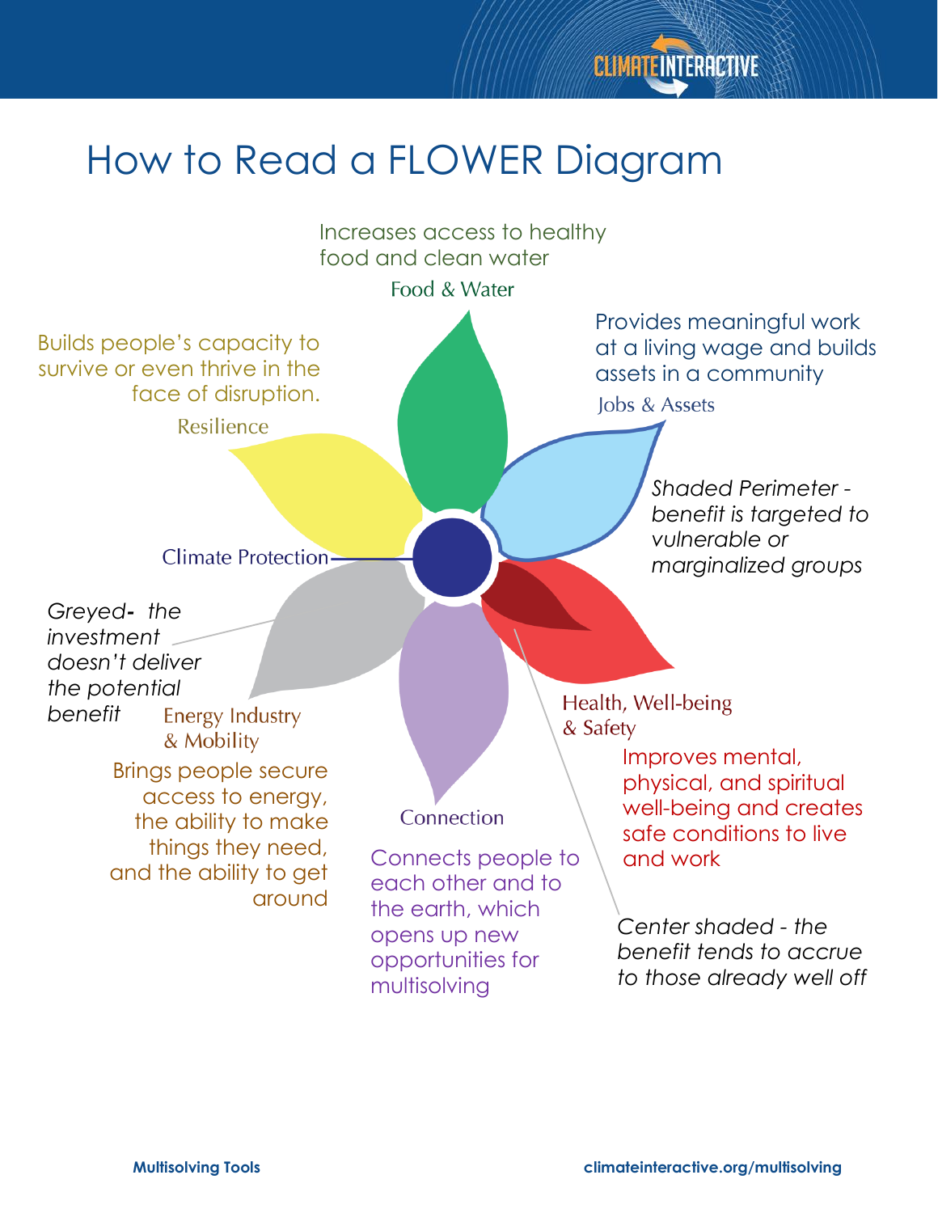# How to Read a FLOWER Diagram

**Food & Water**

Increases access to healthy food and clean water

**Jobs & Assets**

Provides meaningful work at a living wage and builds assets in a community

*Shaded Perimeter - benefit is targeted to vulnerable or marginalized groups*

**Health, Well-being & Safety**

Improves mental, physical, and spiritual well-being and creates safe conditions to live and work

*Center shaded - the benefit tends to accrue to those already well off*

**Connection**

Connects people to each other and to the earth, which opens up new opportunities for multisolving

**Energy Industry & Mobility**

Brings people secure access to energy, the ability to make things they need, and the ability to get around

*Greyed- the investment doesn't deliver the potential benefit*

**Climate Protection**

**Resilience**

Builds people's capacity to survive or even thrive in the face of disruption.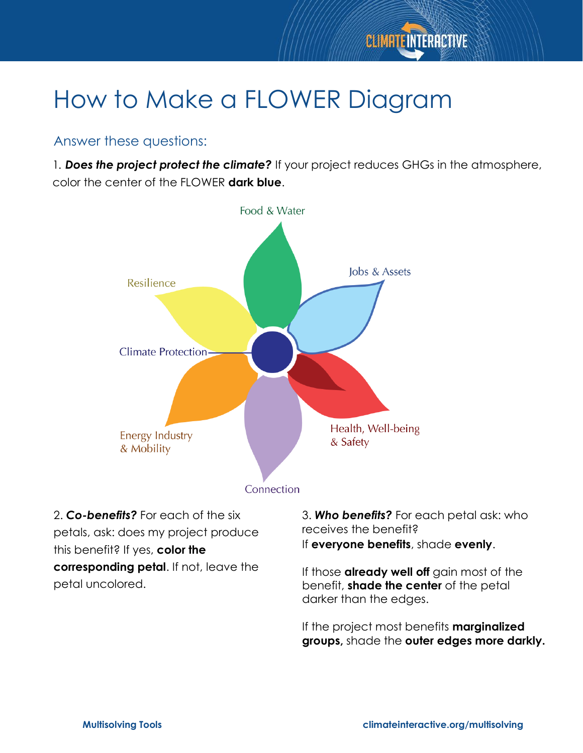# How to Make a FLOWER Diagram

## Answer these questions:

1. ***Does the project protect the climate?*** If your project reduces GHGs in the atmosphere, color the center of the FLOWER **dark blue**.

Food & Water

Jobs & Assets

Resilience

Climate Protection

Health, Well-being & Safety

Energy Industry & Mobility

Connection

2. ***Co-benefits?*** For each of the six petals, ask: does my project produce this benefit? If yes, **color the corresponding petal**. If not, leave the petal uncolored.

3. ***Who benefits?*** For each petal ask: who receives the benefit?
If **everyone benefits**, shade **evenly**.

If those **already well off** gain most of the benefit, **shade the center** of the petal darker than the edges.

If the project most benefits **marginalized groups,** shade the **outer edges more darkly.**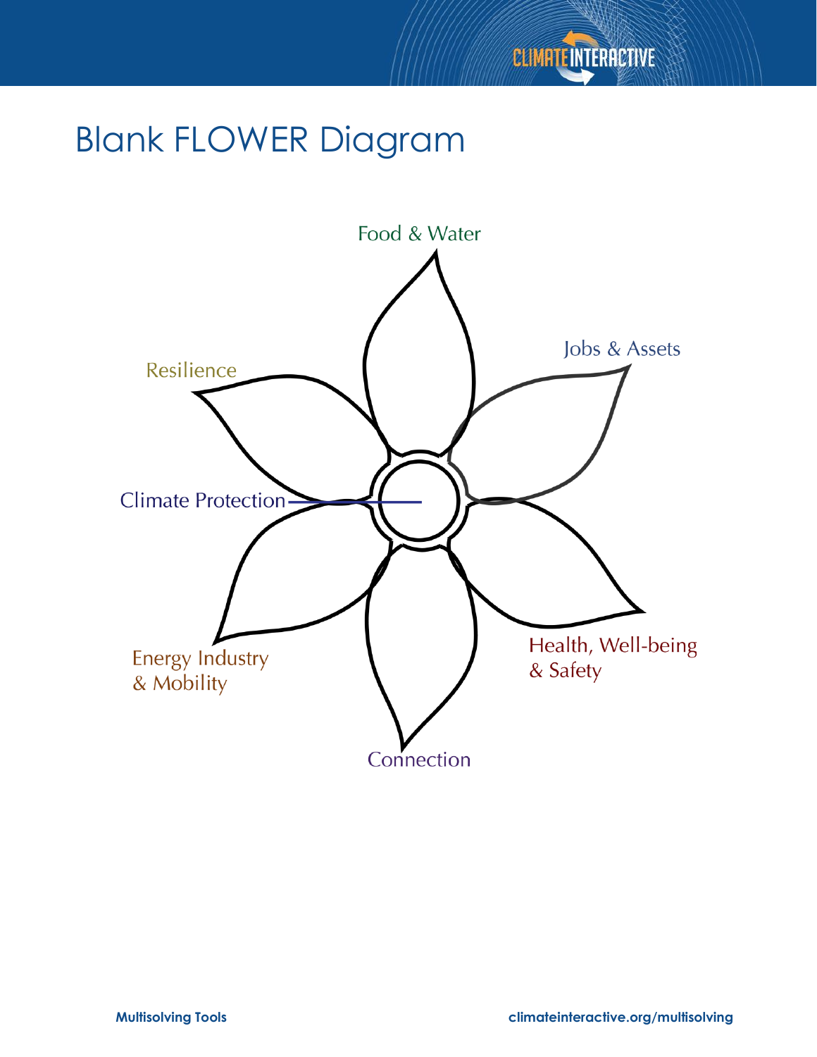# Blank FLOWER Diagram

Food & Water

Jobs & Assets

Resilience

Climate Protection

Health, Well-being & Safety

Energy Industry & Mobility

Connection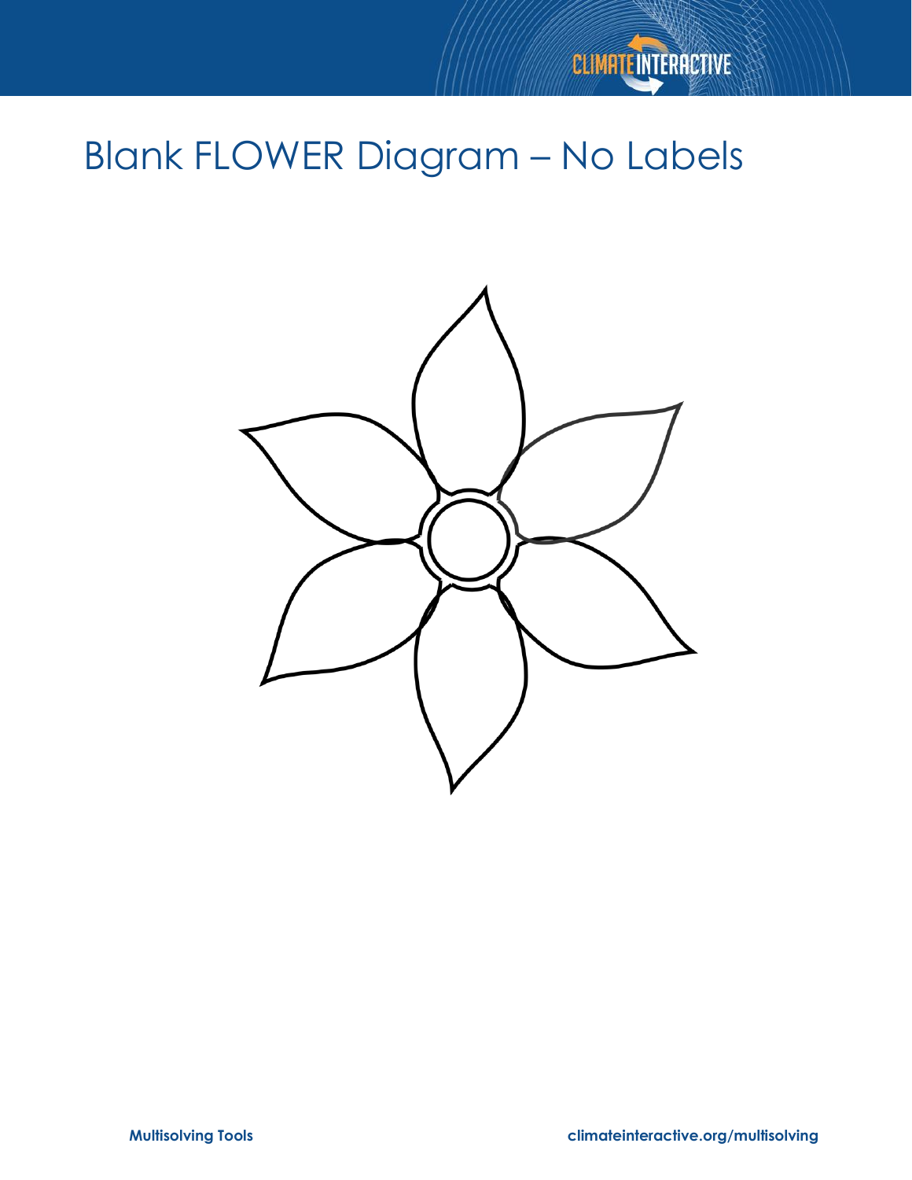# Blank FLOWER Diagram – No Labels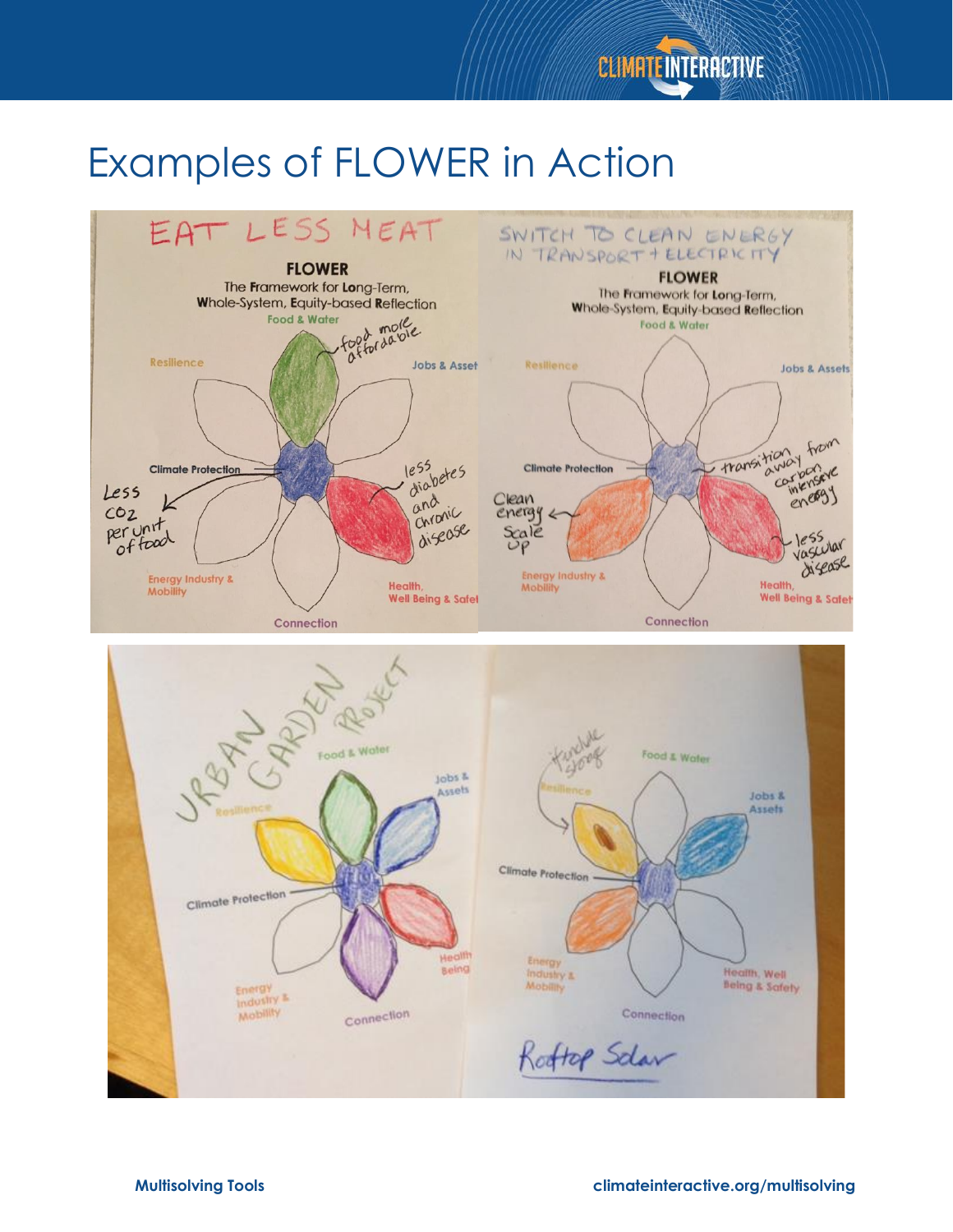# Examples of FLOWER in Action

EAT LESS MEAT

**FLOWER**
The **Fr**amework for **Lo**ng-Term, **W**hole-System, **E**quity-based **R**eflection

Food & Water
food more affordable
Resilience
Jobs & Asset
Climate Protection
Less $CO_2$ per unit of food
less diabetes and chronic disease
Energy Industry & Mobility
Health, Well Being & Safet
Connection

SWITCH TO CLEAN ENERGY IN TRANSPORT + ELECTRICITY

**FLOWER**
The **Fr**amework for **Lo**ng-Term, **W**hole-System, **E**quity-based **R**eflection

Food & Water
Resilience
Jobs & Assets
transition away from carbon intensive energy
Climate Protection
Clean energy Scale up
less vascular disease
Energy Industry & Mobility
Health, Well Being & Safet
Connection

URBAN GARDEN PROJECT

Food & Water
Jobs & Assets
Resilience
Climate Protection
Health Being
Energy Industry & Mobility
Connection

Food & Water
Jobs & Assets
Resilience
Climate Protection
Energy Industry & Mobility
Health, Well Being & Safety
Connection

Rooftop Solar